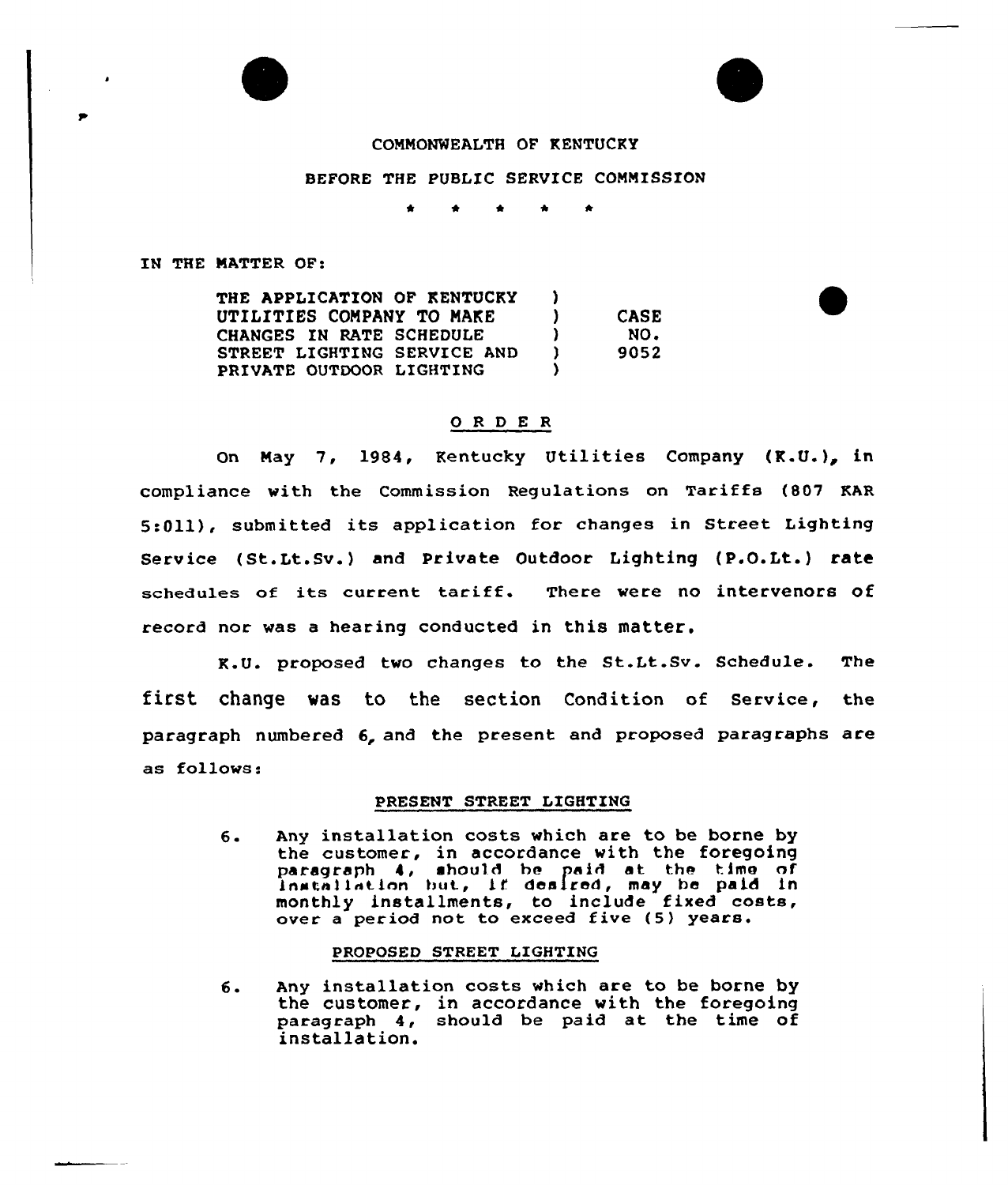COMMONWEALTH OF KENTUCKY

BEFORE THE PUBLIC SERVICE COMMISSION

\* \* \* \* \*

IN THE MATTER OF:

| | | |
|---|---|---|
| THE APPLICATION OF KENTUCKY UTILITIES COMPANY TO MAKE CHANGES IN RATE SCHEDULE STREET LIGHTING SERVICE AND PRIVATE OUTDOOR LIGHTING | ) | CASE NO. 9052 |

## O R D E R

On May 7, 1984, Kentucky Utilities Company (K.U.), in compliance with the Commission Regulations on Tariffs (807 KAR 5:011), submitted its application for changes in Street Lighting Service (St.Lt.Sv.) and Private Outdoor Lighting (P.O.Lt.) rate schedules of its current tariff. There were no intervenors of record nor was a hearing conducted in this matter.

K.U. proposed two changes to the St.Lt.Sv. Schedule. The first change was to the section Condition of Service, the paragraph numbered 6, and the present and proposed paragraphs are as follows:

### PRESENT STREET LIGHTING

6. Any installation costs which are to be borne by the customer, in accordance with the foregoing paragraph 4, should be paid at the time of installation but, if desired, may be paid in monthly installments, to include fixed costs, over a period not to exceed five (5) years.

### PROPOSED STREET LIGHTING

6. Any installation costs which are to be borne by the customer, in accordance with the foregoing paragraph 4, should be paid at the time of installation.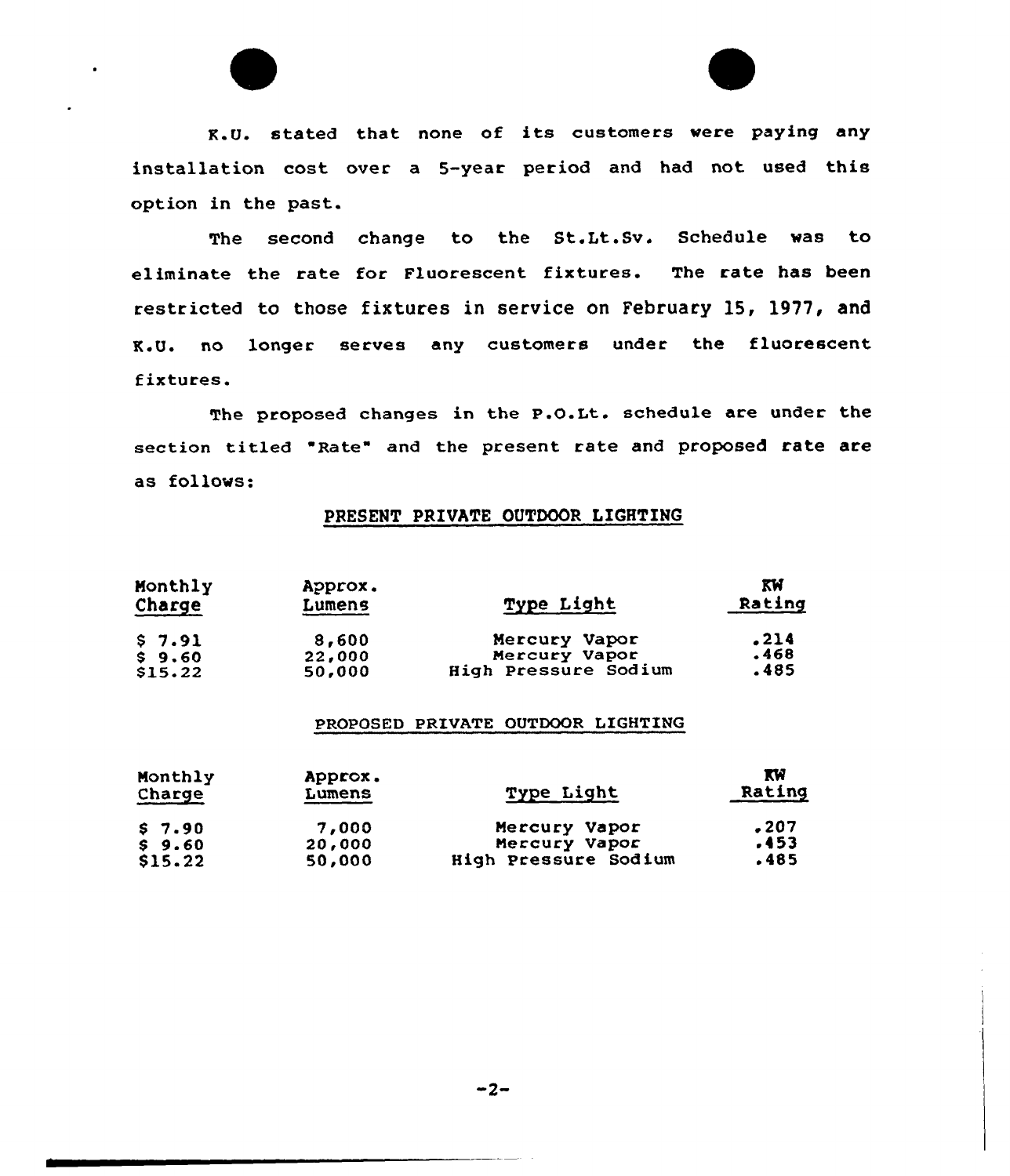K.U. stated that none of its customers were paying any installation cost over a 5-year period and had not used this option in the past.

The second change to the St.Lt.Sv. Schedule was to eliminate the rate for Fluorescent fixtures. The rate has been restricted to those fixtures in service on February 15, 1977, and K.U. no longer serves any customers under the fluorescent fixtures.

The proposed changes in the P.O.Lt. schedule are under the section titled "Rate" and the present rate and proposed rate are as follows:

PRESENT PRIVATE OUTDOOR LIGHTING

| Monthly Charge | Approx. Lumens | Type Light | KW Rating |
|---|---|---|---|
| $ 7.91 | 8,600 | Mercury Vapor | .214 |
| $ 9.60 | 22,000 | Mercury Vapor | .468 |
| $15.22 | 50,000 | High Pressure Sodium | .485 |

PROPOSED PRIVATE OUTDOOR LIGHTING

| Monthly Charge | Approx. Lumens | Type Light | KW Rating |
|---|---|---|---|
| $ 7.90 | 7,000 | Mercury Vapor | .207 |
| $ 9.60 | 20,000 | Mercury Vapor | .453 |
| $15.22 | 50,000 | High Pressure Sodium | .485 |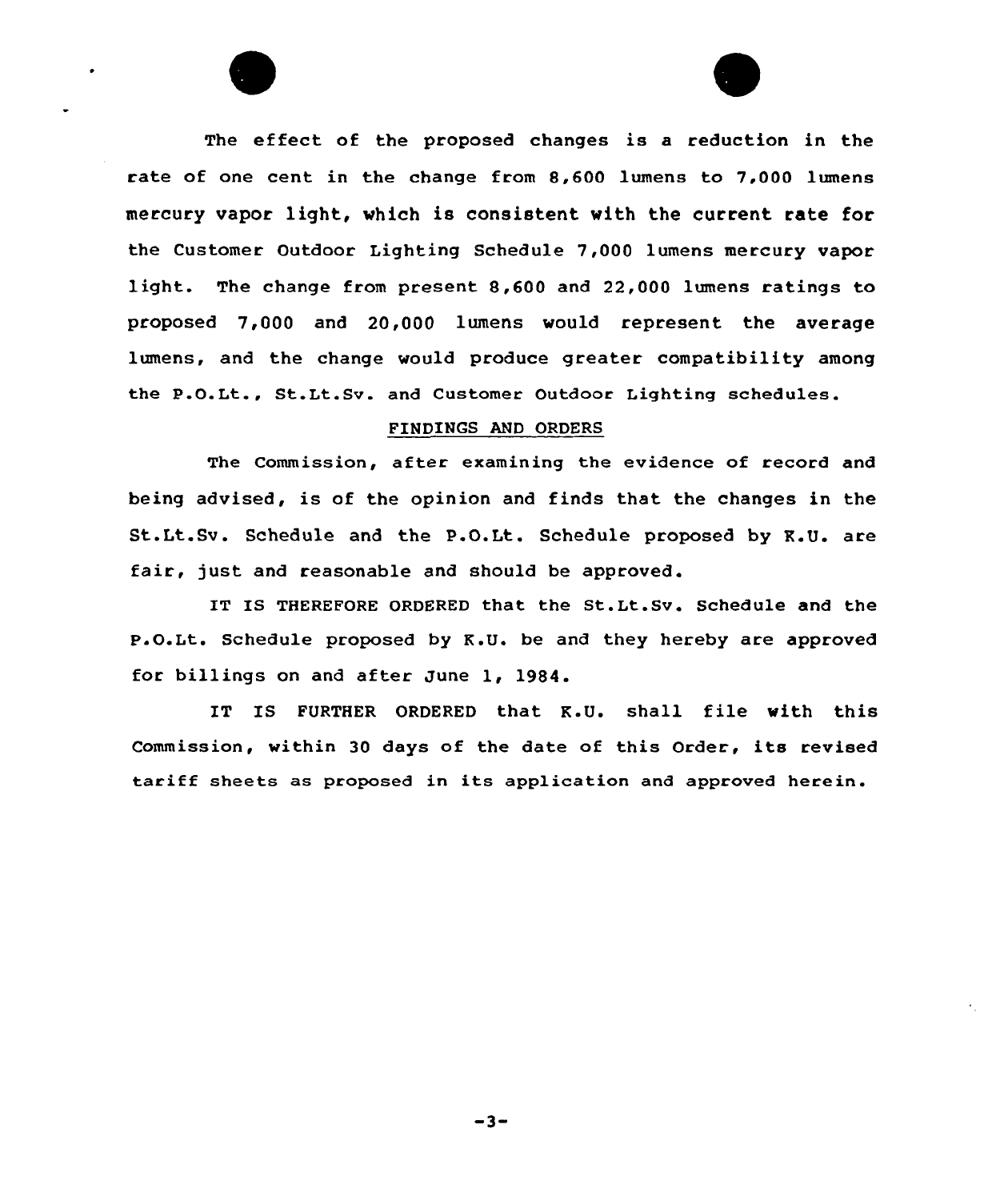The effect of the proposed changes is a reduction in the rate of one cent in the change from 8,600 lumens to 7,000 lumens mercury vapor light, which is consistent with the current rate for the Customer Outdoor Lighting Schedule 7,000 lumens mercury vapor light. The change from present 8,600 and 22,000 lumens ratings to proposed 7,000 and 20,000 lumens would represent the average lumens, and the change would produce greater compatibility among the P.O.Lt., St.Lt.Sv. and Customer Outdoor Lighting schedules.

## FINDINGS AND ORDERS

The Commission, after examining the evidence of record and being advised, is of the opinion and finds that the changes in the St.Lt.Sv. Schedule and the P.O.Lt. Schedule proposed by K.U. are fair, just and reasonable and should be approved.

IT IS THEREFORE ORDERED that the St.Lt.Sv. Schedule and the P.O.Lt. Schedule proposed by K.U. be and they hereby are approved for billings on and after June 1, 1984.

IT IS FURTHER ORDERED that K.U. shall file with this Commission, within 30 days of the date of this Order, its revised tariff sheets as proposed in its application and approved herein.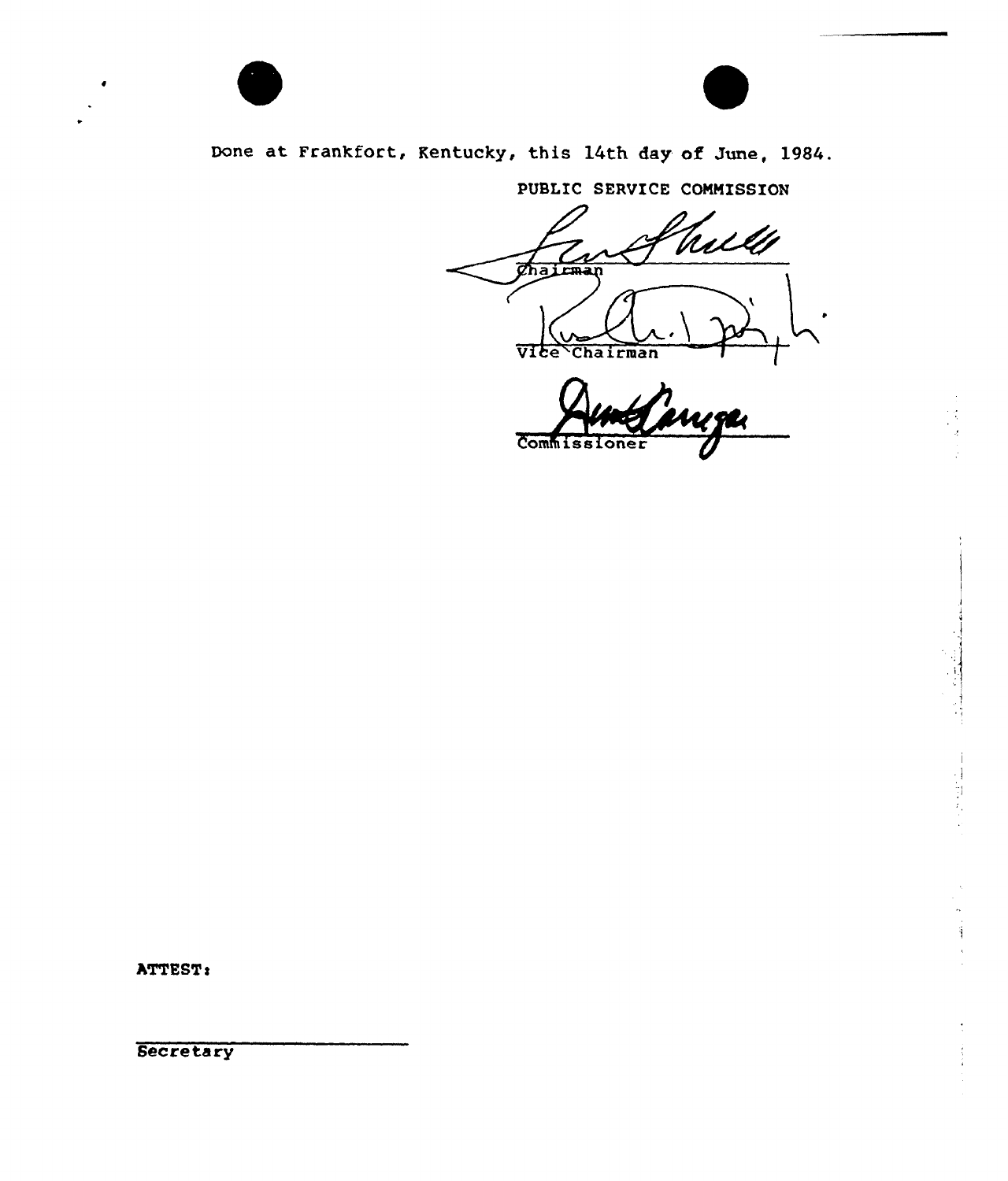Done at Frankfort, Kentucky, this 14th day of June, 1984.

PUBLIC SERVICE COMMISSION

Chairman

Vice Chairman

Commissioner

ATTEST:

Secretary